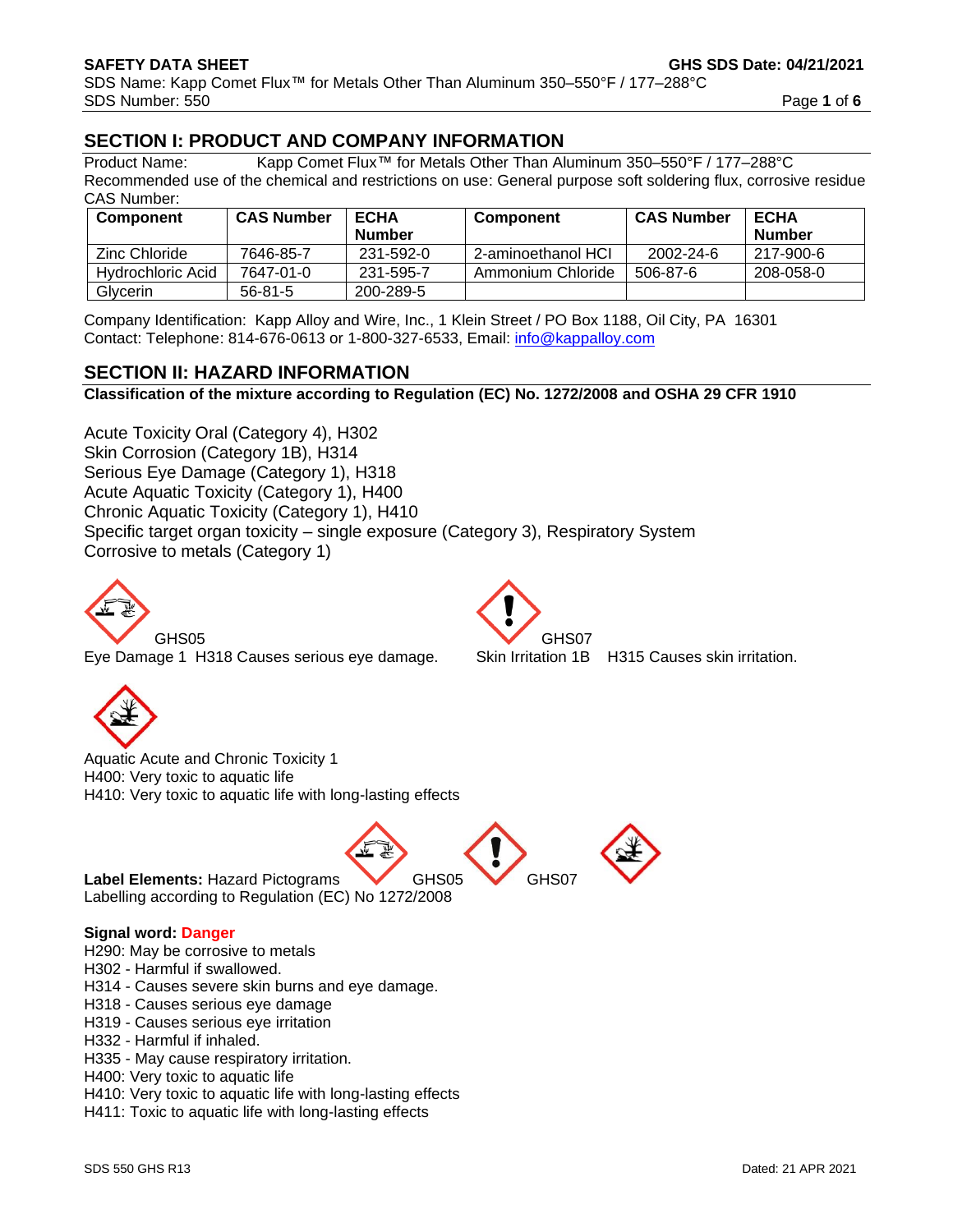## SECTION I: PRODUCT AND COMPANY INFORMATION

Product Name: Kapp Comet Flux™ for Metals Other Than Aluminum 350–550°F / 177–288°C

Recommended use of the chemical and restrictions on use: General purpose soft soldering flux, corrosive residue

CAS Number:

| Component | CAS Number | ECHA Number | Component | CAS Number | ECHA Number |
|---|---|---|---|---|---|
| Zinc Chloride | 7646-85-7 | 231-592-0 | 2-aminoethanol HCl | 2002-24-6 | 217-900-6 |
| Hydrochloric Acid | 7647-01-0 | 231-595-7 | Ammonium Chloride | 506-87-6 | 208-058-0 |
| Glycerin | 56-81-5 | 200-289-5 | | | |

Company Identification: Kapp Alloy and Wire, Inc., 1 Klein Street / PO Box 1188, Oil City, PA 16301
Contact: Telephone: 814-676-0613 or 1-800-327-6533, Email: info@kappalloy.com

## SECTION II: HAZARD INFORMATION

**Classification of the mixture according to Regulation (EC) No. 1272/2008 and OSHA 29 CFR 1910**

Acute Toxicity Oral (Category 4), H302
Skin Corrosion (Category 1B), H314
Serious Eye Damage (Category 1), H318
Acute Aquatic Toxicity (Category 1), H400
Chronic Aquatic Toxicity (Category 1), H410
Specific target organ toxicity – single exposure (Category 3), Respiratory System
Corrosive to metals (Category 1)

GHS05
Eye Damage 1 H318 Causes serious eye damage.

GHS07
Skin Irritation 1B H315 Causes skin irritation.

Aquatic Acute and Chronic Toxicity 1
H400: Very toxic to aquatic life
H410: Very toxic to aquatic life with long-lasting effects

**Label Elements:** Hazard Pictograms GHS05 GHS07
Labelling according to Regulation (EC) No 1272/2008

**Signal word: Danger**

H290: May be corrosive to metals
H302 - Harmful if swallowed.
H314 - Causes severe skin burns and eye damage.
H318 - Causes serious eye damage
H319 - Causes serious eye irritation
H332 - Harmful if inhaled.
H335 - May cause respiratory irritation.
H400: Very toxic to aquatic life
H410: Very toxic to aquatic life with long-lasting effects
H411: Toxic to aquatic life with long-lasting effects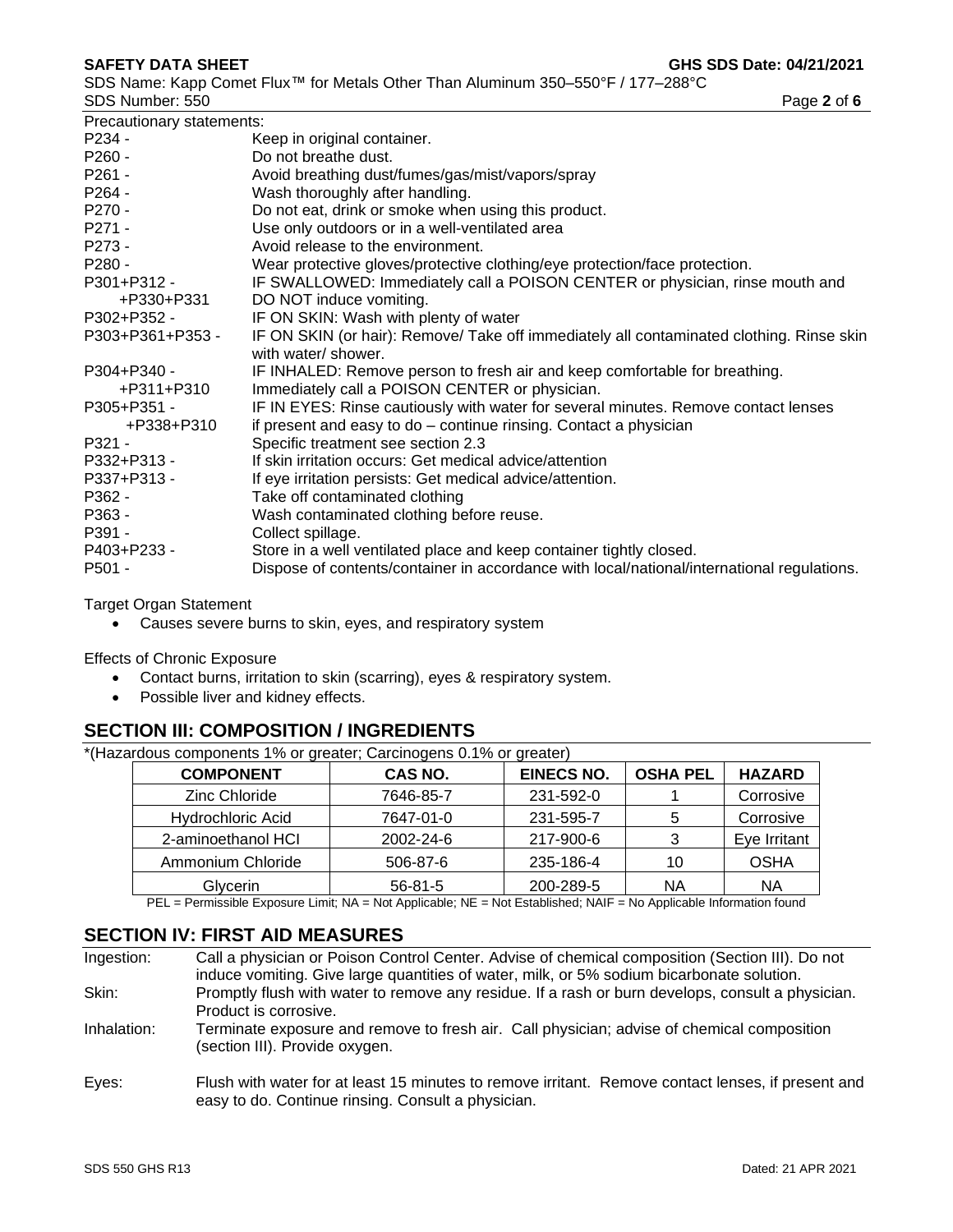Precautionary statements:

| | |
|---|---|
| P234 - | Keep in original container. |
| P260 - | Do not breathe dust. |
| P261 - | Avoid breathing dust/fumes/gas/mist/vapors/spray |
| P264 - | Wash thoroughly after handling. |
| P270 - | Do not eat, drink or smoke when using this product. |
| P271 - | Use only outdoors or in a well-ventilated area |
| P273 - | Avoid release to the environment. |
| P280 - | Wear protective gloves/protective clothing/eye protection/face protection. |
| P301+P312 - +P330+P331 | IF SWALLOWED: Immediately call a POISON CENTER or physician, rinse mouth and DO NOT induce vomiting. |
| P302+P352 - | IF ON SKIN: Wash with plenty of water |
| P303+P361+P353 - | IF ON SKIN (or hair): Remove/ Take off immediately all contaminated clothing. Rinse skin with water/ shower. |
| P304+P340 - +P311+P310 | IF INHALED: Remove person to fresh air and keep comfortable for breathing. Immediately call a POISON CENTER or physician. |
| P305+P351 - +P338+P310 | IF IN EYES: Rinse cautiously with water for several minutes. Remove contact lenses if present and easy to do – continue rinsing. Contact a physician |
| P321 - | Specific treatment see section 2.3 |
| P332+P313 - | If skin irritation occurs: Get medical advice/attention |
| P337+P313 - | If eye irritation persists: Get medical advice/attention. |
| P362 - | Take off contaminated clothing |
| P363 - | Wash contaminated clothing before reuse. |
| P391 - | Collect spillage. |
| P403+P233 - | Store in a well ventilated place and keep container tightly closed. |
| P501 - | Dispose of contents/container in accordance with local/national/international regulations. |

Target Organ Statement

- Causes severe burns to skin, eyes, and respiratory system

Effects of Chronic Exposure

- Contact burns, irritation to skin (scarring), eyes & respiratory system.
- Possible liver and kidney effects.

## SECTION III: COMPOSITION / INGREDIENTS

*(Hazardous components 1% or greater; Carcinogens 0.1% or greater)

| COMPONENT | CAS NO. | EINECS NO. | OSHA PEL | HAZARD |
|---|---|---|---|---|
| Zinc Chloride | 7646-85-7 | 231-592-0 | 1 | Corrosive |
| Hydrochloric Acid | 7647-01-0 | 231-595-7 | 5 | Corrosive |
| 2-aminoethanol HCl | 2002-24-6 | 217-900-6 | 3 | Eye Irritant |
| Ammonium Chloride | 506-87-6 | 235-186-4 | 10 | OSHA |
| Glycerin | 56-81-5 | 200-289-5 | NA | NA |

PEL = Permissible Exposure Limit; NA = Not Applicable; NE = Not Established; NAIF = No Applicable Information found

## SECTION IV: FIRST AID MEASURES

| | |
|---|---|
| Ingestion: | Call a physician or Poison Control Center. Advise of chemical composition (Section III). Do not induce vomiting. Give large quantities of water, milk, or 5% sodium bicarbonate solution. |
| Skin: | Promptly flush with water to remove any residue. If a rash or burn develops, consult a physician. Product is corrosive. |
| Inhalation: | Terminate exposure and remove to fresh air. Call physician; advise of chemical composition (section III). Provide oxygen. |
| Eyes: | Flush with water for at least 15 minutes to remove irritant. Remove contact lenses, if present and easy to do. Continue rinsing. Consult a physician. |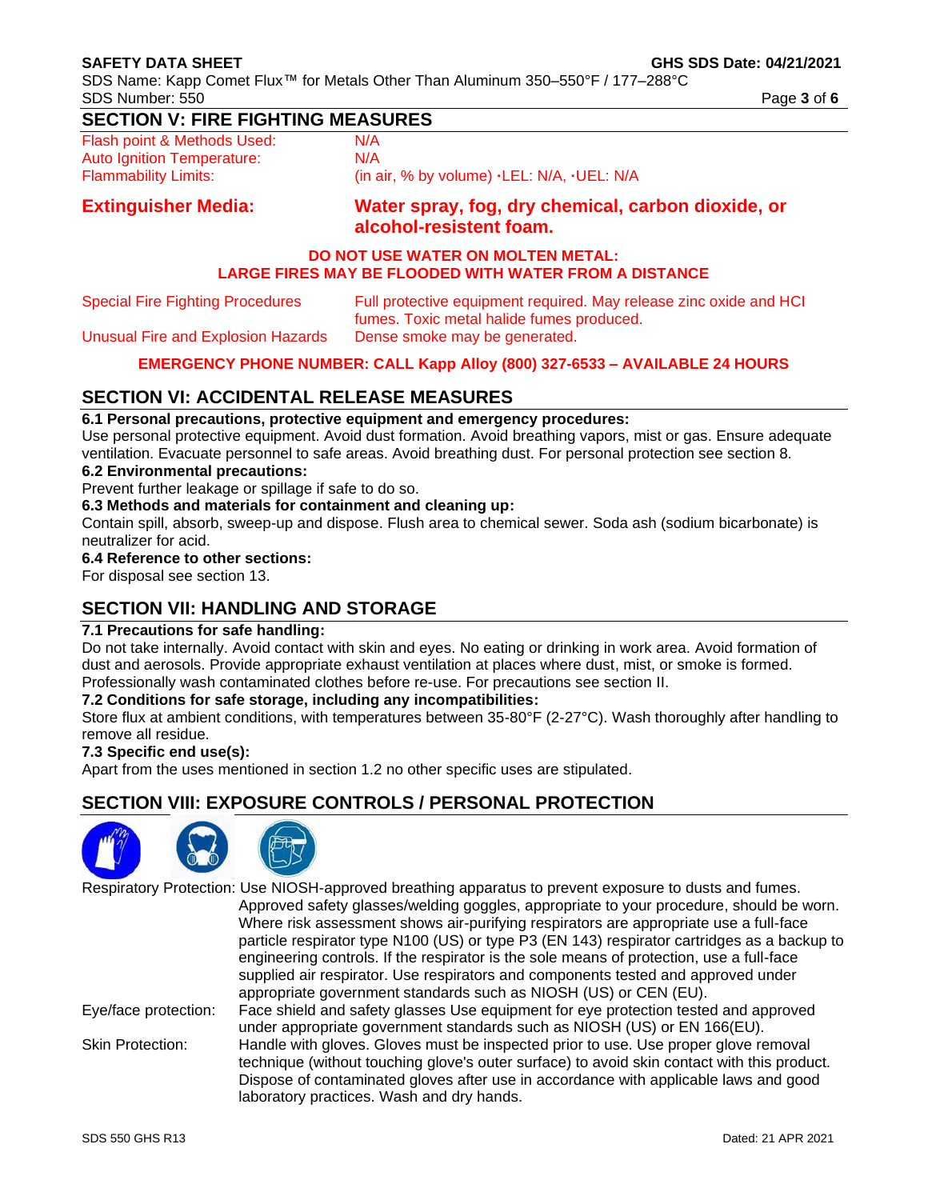## SECTION V: FIRE FIGHTING MEASURES

| | |
|---|---|
| Flash point & Methods Used: | N/A |
| Auto Ignition Temperature: | N/A |
| Flammability Limits: | (in air, % by volume) ·LEL: N/A, ·UEL: N/A |

**Extinguisher Media:** **Water spray, fog, dry chemical, carbon dioxide, or alcohol-resistent foam.**

**DO NOT USE WATER ON MOLTEN METAL:**
**LARGE FIRES MAY BE FLOODED WITH WATER FROM A DISTANCE**

| | |
|---|---|
| Special Fire Fighting Procedures | Full protective equipment required. May release zinc oxide and HCl fumes. Toxic metal halide fumes produced. |
| Unusual Fire and Explosion Hazards | Dense smoke may be generated. |

**EMERGENCY PHONE NUMBER: CALL Kapp Alloy (800) 327-6533 – AVAILABLE 24 HOURS**

## SECTION VI: ACCIDENTAL RELEASE MEASURES

**6.1 Personal precautions, protective equipment and emergency procedures:**
Use personal protective equipment. Avoid dust formation. Avoid breathing vapors, mist or gas. Ensure adequate ventilation. Evacuate personnel to safe areas. Avoid breathing dust. For personal protection see section 8.

**6.2 Environmental precautions:**
Prevent further leakage or spillage if safe to do so.

**6.3 Methods and materials for containment and cleaning up:**
Contain spill, absorb, sweep-up and dispose. Flush area to chemical sewer. Soda ash (sodium bicarbonate) is neutralizer for acid.

**6.4 Reference to other sections:**
For disposal see section 13.

## SECTION VII: HANDLING AND STORAGE

**7.1 Precautions for safe handling:**
Do not take internally. Avoid contact with skin and eyes. No eating or drinking in work area. Avoid formation of dust and aerosols. Provide appropriate exhaust ventilation at places where dust, mist, or smoke is formed. Professionally wash contaminated clothes before re-use. For precautions see section II.

**7.2 Conditions for safe storage, including any incompatibilities:**
Store flux at ambient conditions, with temperatures between 35-80°F (2-27°C). Wash thoroughly after handling to remove all residue.

**7.3 Specific end use(s):**
Apart from the uses mentioned in section 1.2 no other specific uses are stipulated.

## SECTION VIII: EXPOSURE CONTROLS / PERSONAL PROTECTION

| | |
|---|---|
| Respiratory Protection: | Use NIOSH-approved breathing apparatus to prevent exposure to dusts and fumes. Approved safety glasses/welding goggles, appropriate to your procedure, should be worn. Where risk assessment shows air-purifying respirators are appropriate use a full-face particle respirator type N100 (US) or type P3 (EN 143) respirator cartridges as a backup to engineering controls. If the respirator is the sole means of protection, use a full-face supplied air respirator. Use respirators and components tested and approved under appropriate government standards such as NIOSH (US) or CEN (EU). |
| Eye/face protection: | Face shield and safety glasses Use equipment for eye protection tested and approved under appropriate government standards such as NIOSH (US) or EN 166(EU). |
| Skin Protection: | Handle with gloves. Gloves must be inspected prior to use. Use proper glove removal technique (without touching glove's outer surface) to avoid skin contact with this product. Dispose of contaminated gloves after use in accordance with applicable laws and good laboratory practices. Wash and dry hands. |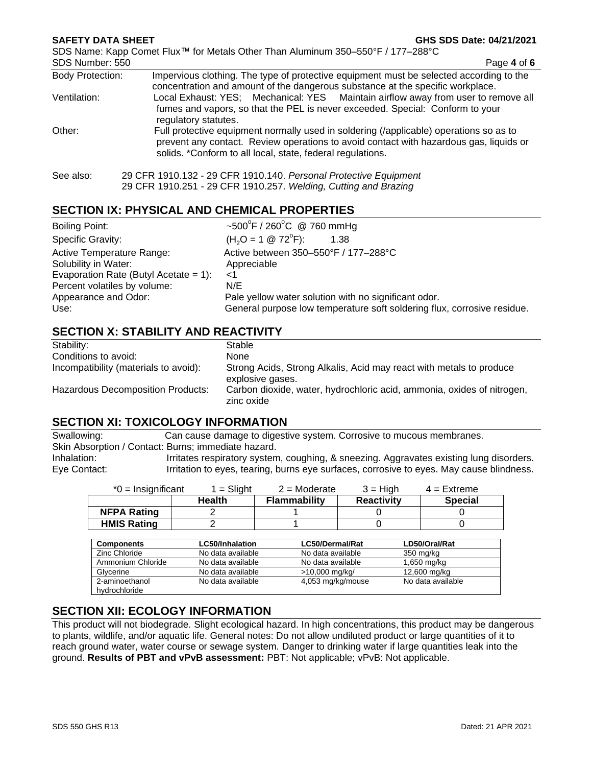| | |
|---|---|
| Body Protection: | Impervious clothing. The type of protective equipment must be selected according to the concentration and amount of the dangerous substance at the specific workplace. |
| Ventilation: | Local Exhaust: YES; Mechanical: YES Maintain airflow away from user to remove all fumes and vapors, so that the PEL is never exceeded. Special: Conform to your regulatory statutes. |
| Other: | Full protective equipment normally used in soldering (/applicable) operations so as to prevent any contact. Review operations to avoid contact with hazardous gas, liquids or solids. *Conform to all local, state, federal regulations. |

See also: 29 CFR 1910.132 - 29 CFR 1910.140. *Personal Protective Equipment*
29 CFR 1910.251 - 29 CFR 1910.257. *Welding, Cutting and Brazing*

## SECTION IX: PHYSICAL AND CHEMICAL PROPERTIES

| | |
|---|---|
| Boiling Point: | ~500°F / 260°C @ 760 mmHg |
| Specific Gravity: | ($H_2O$ = 1 @ 72°F): 1.38 |
| Active Temperature Range: | Active between 350–550°F / 177–288°C |
| Solubility in Water: | Appreciable |
| Evaporation Rate (Butyl Acetate = 1): | <1 |
| Percent volatiles by volume: | N/E |
| Appearance and Odor: | Pale yellow water solution with no significant odor. |
| Use: | General purpose low temperature soft soldering flux, corrosive residue. |

## SECTION X: STABILITY AND REACTIVITY

| | |
|---|---|
| Stability: | Stable |
| Conditions to avoid: | None |
| Incompatibility (materials to avoid): | Strong Acids, Strong Alkalis, Acid may react with metals to produce explosive gases. |
| Hazardous Decomposition Products: | Carbon dioxide, water, hydrochloric acid, ammonia, oxides of nitrogen, zinc oxide |

## SECTION XI: TOXICOLOGY INFORMATION

Swallowing: Can cause damage to digestive system. Corrosive to mucous membranes.
Skin Absorption / Contact: Burns; immediate hazard.
Inhalation: Irritates respiratory system, coughing, & sneezing. Aggravates existing lung disorders.
Eye Contact: Irritation to eyes, tearing, burns eye surfaces, corrosive to eyes. May cause blindness.

*0 = Insignificant 1 = Slight 2 = Moderate 3 = High 4 = Extreme

| | Health | Flammability | Reactivity | Special |
|---|---|---|---|---|
| NFPA Rating | 2 | 1 | 0 | 0 |
| HMIS Rating | 2 | 1 | 0 | 0 |

| Components | LC50/Inhalation | LC50/Dermal/Rat | LD50/Oral/Rat |
|---|---|---|---|
| Zinc Chloride | No data available | No data available | 350 mg/kg |
| Ammonium Chloride | No data available | No data available | 1,650 mg/kg |
| Glycerine | No data available | >10,000 mg/kg/ | 12,600 mg/kg |
| 2-aminoethanol hydrochloride | No data available | 4,053 mg/kg/mouse | No data available |

## SECTION XII: ECOLOGY INFORMATION

This product will not biodegrade. Slight ecological hazard. In high concentrations, this product may be dangerous to plants, wildlife, and/or aquatic life. General notes: Do not allow undiluted product or large quantities of it to reach ground water, water course or sewage system. Danger to drinking water if large quantities leak into the ground. **Results of PBT and vPvB assessment:** PBT: Not applicable; vPvB: Not applicable.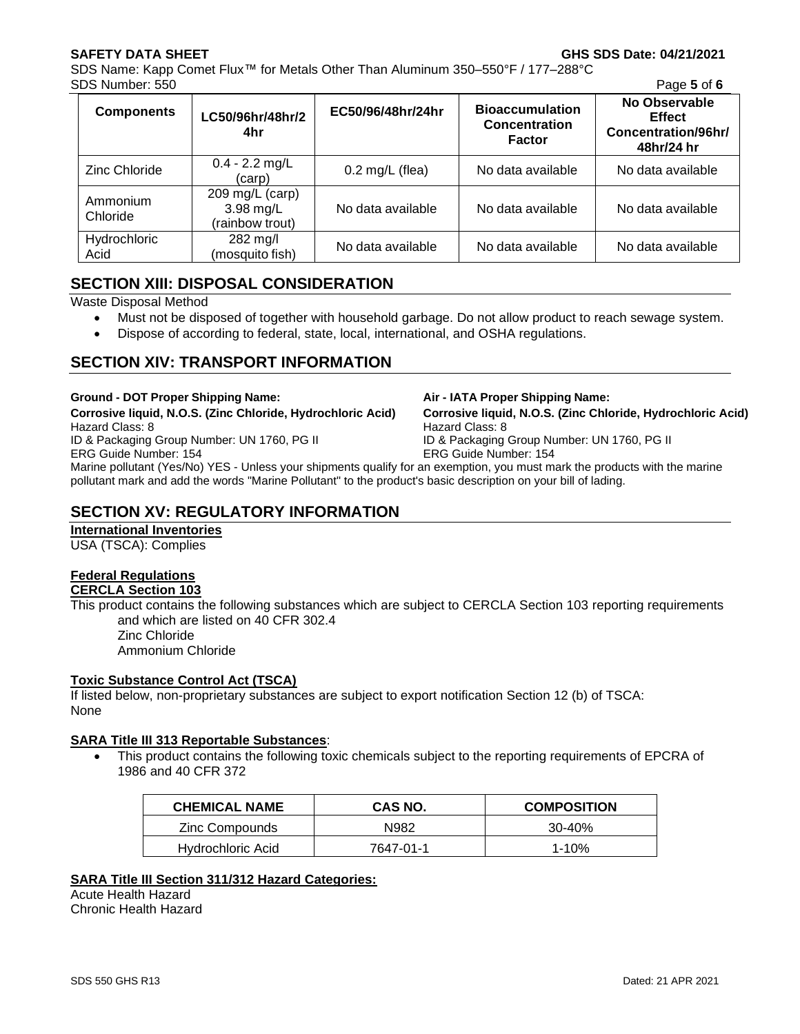| Components | LC50/96hr/48hr/24hr | EC50/96/48hr/24hr | Bioaccumulation Concentration Factor | No Observable Effect Concentration/96hr/48hr/24 hr |
|---|---|---|---|---|
| Zinc Chloride | 0.4 - 2.2 mg/L (carp) | 0.2 mg/L (flea) | No data available | No data available |
| Ammonium Chloride | 209 mg/L (carp) 3.98 mg/L (rainbow trout) | No data available | No data available | No data available |
| Hydrochloric Acid | 282 mg/l (mosquito fish) | No data available | No data available | No data available |

## SECTION XIII: DISPOSAL CONSIDERATION

Waste Disposal Method

- Must not be disposed of together with household garbage. Do not allow product to reach sewage system.
- Dispose of according to federal, state, local, international, and OSHA regulations.

## SECTION XIV: TRANSPORT INFORMATION

**Ground - DOT Proper Shipping Name:**
**Corrosive liquid, N.O.S. (Zinc Chloride, Hydrochloric Acid)**
Hazard Class: 8
ID & Packaging Group Number: UN 1760, PG II
ERG Guide Number: 154

**Air - IATA Proper Shipping Name:**
**Corrosive liquid, N.O.S. (Zinc Chloride, Hydrochloric Acid)**
Hazard Class: 8
ID & Packaging Group Number: UN 1760, PG II
ERG Guide Number: 154

Marine pollutant (Yes/No) YES - Unless your shipments qualify for an exemption, you must mark the products with the marine pollutant mark and add the words "Marine Pollutant" to the product's basic description on your bill of lading.

## SECTION XV: REGULATORY INFORMATION

**International Inventories**

USA (TSCA): Complies

**Federal Regulations**

**CERCLA Section 103**

This product contains the following substances which are subject to CERCLA Section 103 reporting requirements and which are listed on 40 CFR 302.4
Zinc Chloride
Ammonium Chloride

**Toxic Substance Control Act (TSCA)**

If listed below, non-proprietary substances are subject to export notification Section 12 (b) of TSCA:
None

**SARA Title III 313 Reportable Substances**:

- This product contains the following toxic chemicals subject to the reporting requirements of EPCRA of 1986 and 40 CFR 372

| CHEMICAL NAME | CAS NO. | COMPOSITION |
|---|---|---|
| Zinc Compounds | N982 | 30-40% |
| Hydrochloric Acid | 7647-01-1 | 1-10% |

**SARA Title III Section 311/312 Hazard Categories:**

Acute Health Hazard
Chronic Health Hazard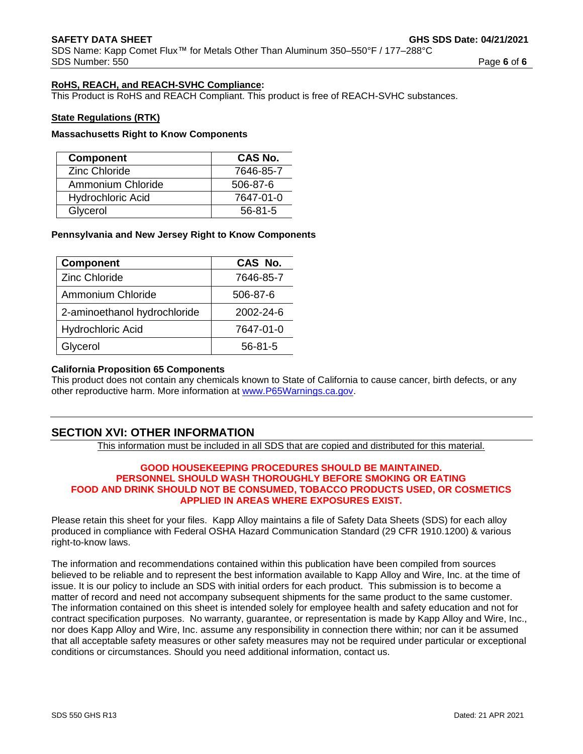**RoHS, REACH, and REACH-SVHC Compliance:**
This Product is RoHS and REACH Compliant. This product is free of REACH-SVHC substances.

**State Regulations (RTK)**

**Massachusetts Right to Know Components**

| Component | CAS No. |
|---|---|
| Zinc Chloride | 7646-85-7 |
| Ammonium Chloride | 506-87-6 |
| Hydrochloric Acid | 7647-01-0 |
| Glycerol | 56-81-5 |

**Pennsylvania and New Jersey Right to Know Components**

| Component | CAS No. |
|---|---|
| Zinc Chloride | 7646-85-7 |
| Ammonium Chloride | 506-87-6 |
| 2-aminoethanol hydrochloride | 2002-24-6 |
| Hydrochloric Acid | 7647-01-0 |
| Glycerol | 56-81-5 |

**California Proposition 65 Components**
This product does not contain any chemicals known to State of California to cause cancer, birth defects, or any other reproductive harm. More information at www.P65Warnings.ca.gov.

## SECTION XVI: OTHER INFORMATION

This information must be included in all SDS that are copied and distributed for this material.

**GOOD HOUSEKEEPING PROCEDURES SHOULD BE MAINTAINED.
PERSONNEL SHOULD WASH THOROUGHLY BEFORE SMOKING OR EATING
FOOD AND DRINK SHOULD NOT BE CONSUMED, TOBACCO PRODUCTS USED, OR COSMETICS APPLIED IN AREAS WHERE EXPOSURES EXIST.**

Please retain this sheet for your files. Kapp Alloy maintains a file of Safety Data Sheets (SDS) for each alloy produced in compliance with Federal OSHA Hazard Communication Standard (29 CFR 1910.1200) & various right-to-know laws.

The information and recommendations contained within this publication have been compiled from sources believed to be reliable and to represent the best information available to Kapp Alloy and Wire, Inc. at the time of issue. It is our policy to include an SDS with initial orders for each product. This submission is to become a matter of record and need not accompany subsequent shipments for the same product to the same customer. The information contained on this sheet is intended solely for employee health and safety education and not for contract specification purposes. No warranty, guarantee, or representation is made by Kapp Alloy and Wire, Inc., nor does Kapp Alloy and Wire, Inc. assume any responsibility in connection there within; nor can it be assumed that all acceptable safety measures or other safety measures may not be required under particular or exceptional conditions or circumstances. Should you need additional information, contact us.